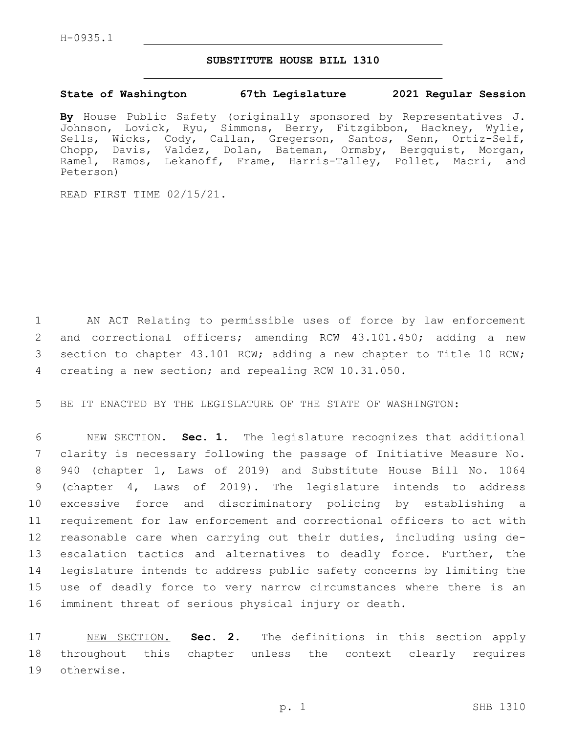H-0935.1

# SUBSTITUTE HOUSE BILL 1310

**State of Washington 67th Legislature 2021 Regular Session**

**By** House Public Safety (originally sponsored by Representatives J. Johnson, Lovick, Ryu, Simmons, Berry, Fitzgibbon, Hackney, Wylie, Sells, Wicks, Cody, Callan, Gregerson, Santos, Senn, Ortiz-Self, Chopp, Davis, Valdez, Dolan, Bateman, Ormsby, Bergquist, Morgan, Ramel, Ramos, Lekanoff, Frame, Harris-Talley, Pollet, Macri, and Peterson)

READ FIRST TIME 02/15/21.

AN ACT Relating to permissible uses of force by law enforcement and correctional officers; amending RCW 43.101.450; adding a new section to chapter 43.101 RCW; adding a new chapter to Title 10 RCW; creating a new section; and repealing RCW 10.31.050.

BE IT ENACTED BY THE LEGISLATURE OF THE STATE OF WASHINGTON:

NEW SECTION. **Sec. 1.** The legislature recognizes that additional clarity is necessary following the passage of Initiative Measure No. 940 (chapter 1, Laws of 2019) and Substitute House Bill No. 1064 (chapter 4, Laws of 2019). The legislature intends to address excessive force and discriminatory policing by establishing a requirement for law enforcement and correctional officers to act with reasonable care when carrying out their duties, including using de-escalation tactics and alternatives to deadly force. Further, the legislature intends to address public safety concerns by limiting the use of deadly force to very narrow circumstances where there is an imminent threat of serious physical injury or death.

NEW SECTION. **Sec. 2.** The definitions in this section apply throughout this chapter unless the context clearly requires otherwise.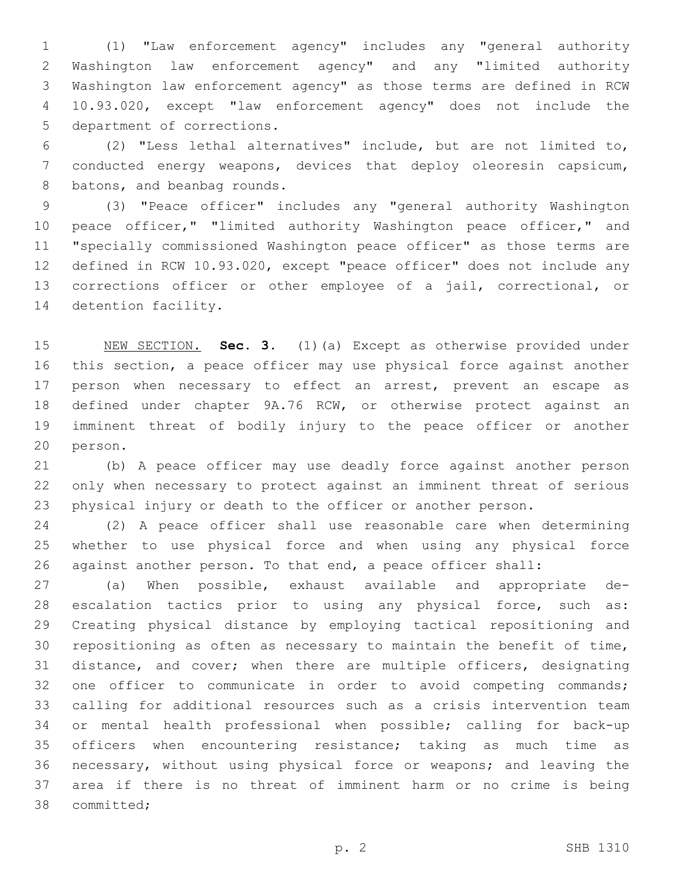(1) "Law enforcement agency" includes any "general authority Washington law enforcement agency" and any "limited authority Washington law enforcement agency" as those terms are defined in RCW 10.93.020, except "law enforcement agency" does not include the department of corrections.

(2) "Less lethal alternatives" include, but are not limited to, conducted energy weapons, devices that deploy oleoresin capsicum, batons, and beanbag rounds.

(3) "Peace officer" includes any "general authority Washington peace officer," "limited authority Washington peace officer," and "specially commissioned Washington peace officer" as those terms are defined in RCW 10.93.020, except "peace officer" does not include any corrections officer or other employee of a jail, correctional, or detention facility.

NEW SECTION. **Sec. 3.** (1)(a) Except as otherwise provided under this section, a peace officer may use physical force against another person when necessary to effect an arrest, prevent an escape as defined under chapter 9A.76 RCW, or otherwise protect against an imminent threat of bodily injury to the peace officer or another person.

(b) A peace officer may use deadly force against another person only when necessary to protect against an imminent threat of serious physical injury or death to the officer or another person.

(2) A peace officer shall use reasonable care when determining whether to use physical force and when using any physical force against another person. To that end, a peace officer shall:

(a) When possible, exhaust available and appropriate de-escalation tactics prior to using any physical force, such as: Creating physical distance by employing tactical repositioning and repositioning as often as necessary to maintain the benefit of time, distance, and cover; when there are multiple officers, designating one officer to communicate in order to avoid competing commands; calling for additional resources such as a crisis intervention team or mental health professional when possible; calling for back-up officers when encountering resistance; taking as much time as necessary, without using physical force or weapons; and leaving the area if there is no threat of imminent harm or no crime is being committed;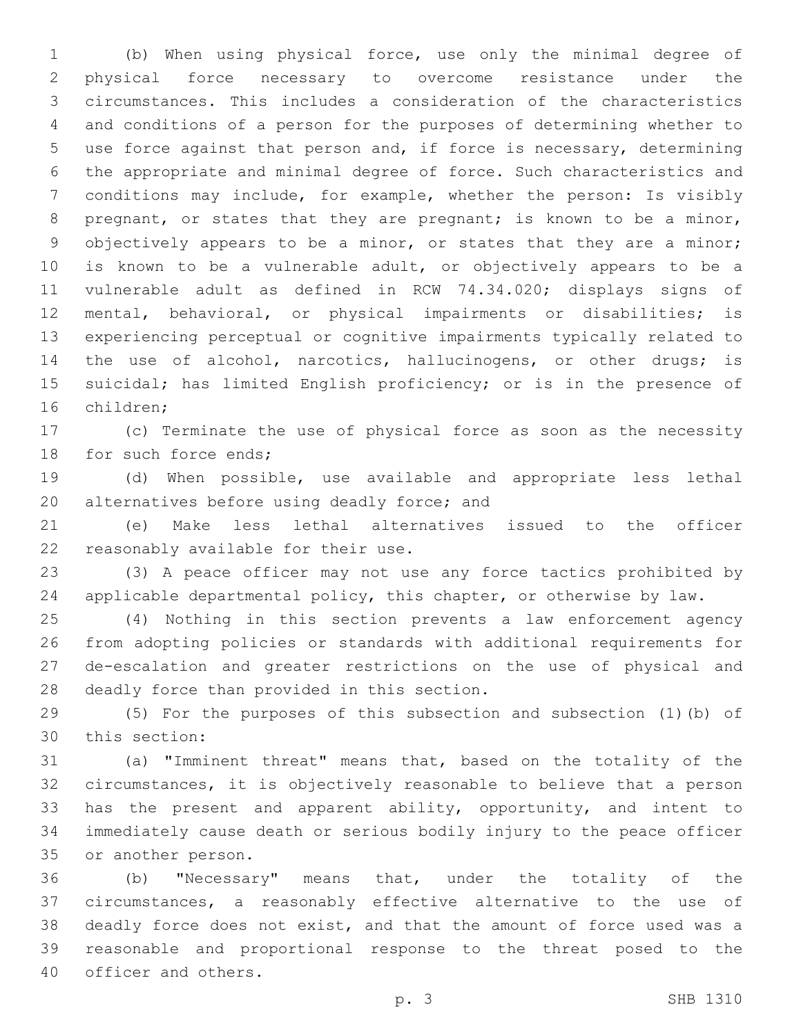(b) When using physical force, use only the minimal degree of physical force necessary to overcome resistance under the circumstances. This includes a consideration of the characteristics and conditions of a person for the purposes of determining whether to use force against that person and, if force is necessary, determining the appropriate and minimal degree of force. Such characteristics and conditions may include, for example, whether the person: Is visibly pregnant, or states that they are pregnant; is known to be a minor, objectively appears to be a minor, or states that they are a minor; is known to be a vulnerable adult, or objectively appears to be a vulnerable adult as defined in RCW 74.34.020; displays signs of mental, behavioral, or physical impairments or disabilities; is experiencing perceptual or cognitive impairments typically related to the use of alcohol, narcotics, hallucinogens, or other drugs; is suicidal; has limited English proficiency; or is in the presence of children;

(c) Terminate the use of physical force as soon as the necessity for such force ends;

(d) When possible, use available and appropriate less lethal alternatives before using deadly force; and

(e) Make less lethal alternatives issued to the officer reasonably available for their use.

(3) A peace officer may not use any force tactics prohibited by applicable departmental policy, this chapter, or otherwise by law.

(4) Nothing in this section prevents a law enforcement agency from adopting policies or standards with additional requirements for de-escalation and greater restrictions on the use of physical and deadly force than provided in this section.

(5) For the purposes of this subsection and subsection (1)(b) of this section:

(a) "Imminent threat" means that, based on the totality of the circumstances, it is objectively reasonable to believe that a person has the present and apparent ability, opportunity, and intent to immediately cause death or serious bodily injury to the peace officer or another person.

(b) "Necessary" means that, under the totality of the circumstances, a reasonably effective alternative to the use of deadly force does not exist, and that the amount of force used was a reasonable and proportional response to the threat posed to the officer and others.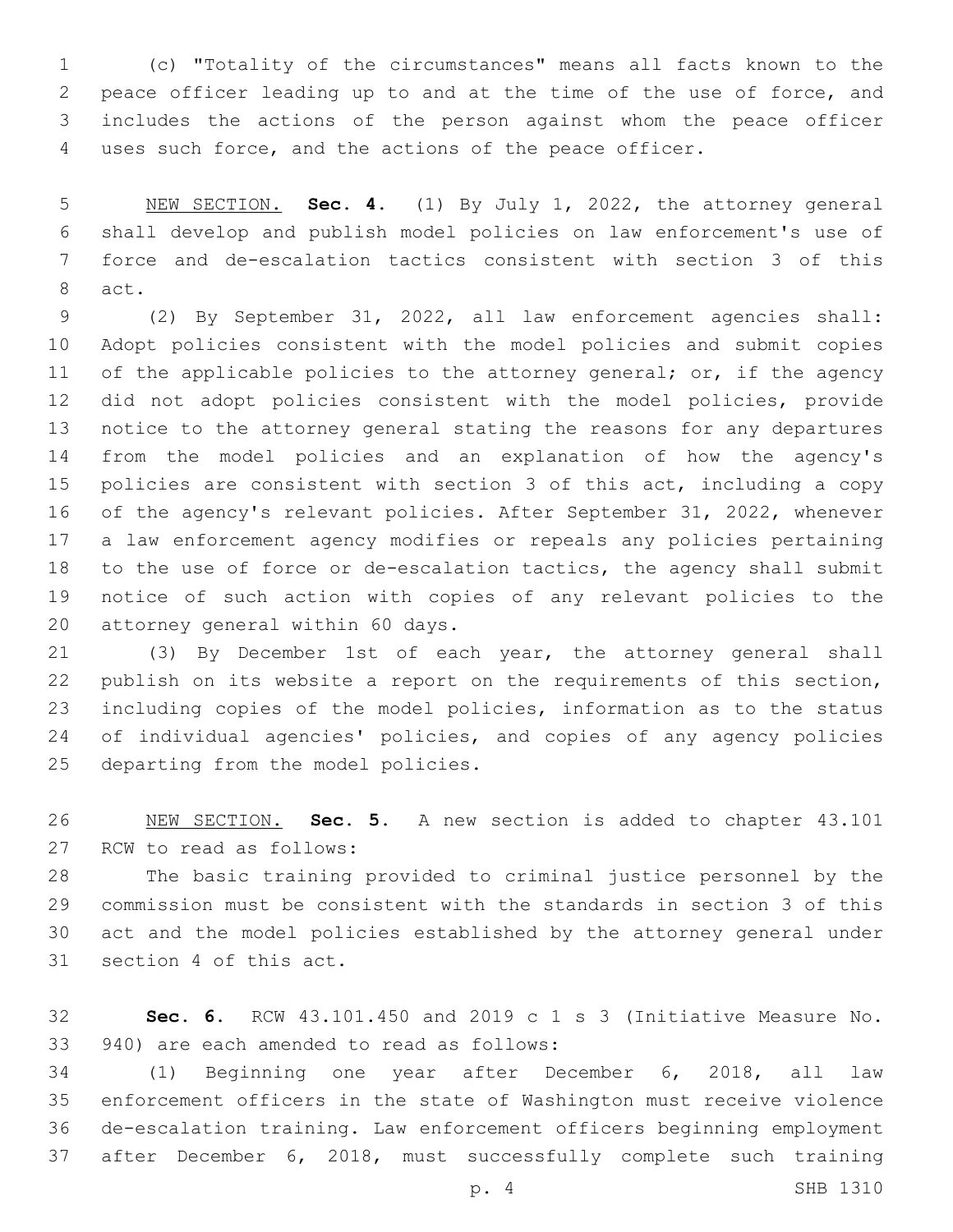(c) "Totality of the circumstances" means all facts known to the peace officer leading up to and at the time of the use of force, and includes the actions of the person against whom the peace officer uses such force, and the actions of the peace officer.

NEW SECTION. **Sec. 4.** (1) By July 1, 2022, the attorney general shall develop and publish model policies on law enforcement's use of force and de-escalation tactics consistent with section 3 of this act.

(2) By September 31, 2022, all law enforcement agencies shall: Adopt policies consistent with the model policies and submit copies of the applicable policies to the attorney general; or, if the agency did not adopt policies consistent with the model policies, provide notice to the attorney general stating the reasons for any departures from the model policies and an explanation of how the agency's policies are consistent with section 3 of this act, including a copy of the agency's relevant policies. After September 31, 2022, whenever a law enforcement agency modifies or repeals any policies pertaining to the use of force or de-escalation tactics, the agency shall submit notice of such action with copies of any relevant policies to the attorney general within 60 days.

(3) By December 1st of each year, the attorney general shall publish on its website a report on the requirements of this section, including copies of the model policies, information as to the status of individual agencies' policies, and copies of any agency policies departing from the model policies.

NEW SECTION. **Sec. 5.** A new section is added to chapter 43.101 RCW to read as follows:

The basic training provided to criminal justice personnel by the commission must be consistent with the standards in section 3 of this act and the model policies established by the attorney general under section 4 of this act.

**Sec. 6.** RCW 43.101.450 and 2019 c 1 s 3 (Initiative Measure No. 940) are each amended to read as follows:

(1) Beginning one year after December 6, 2018, all law enforcement officers in the state of Washington must receive violence de-escalation training. Law enforcement officers beginning employment after December 6, 2018, must successfully complete such training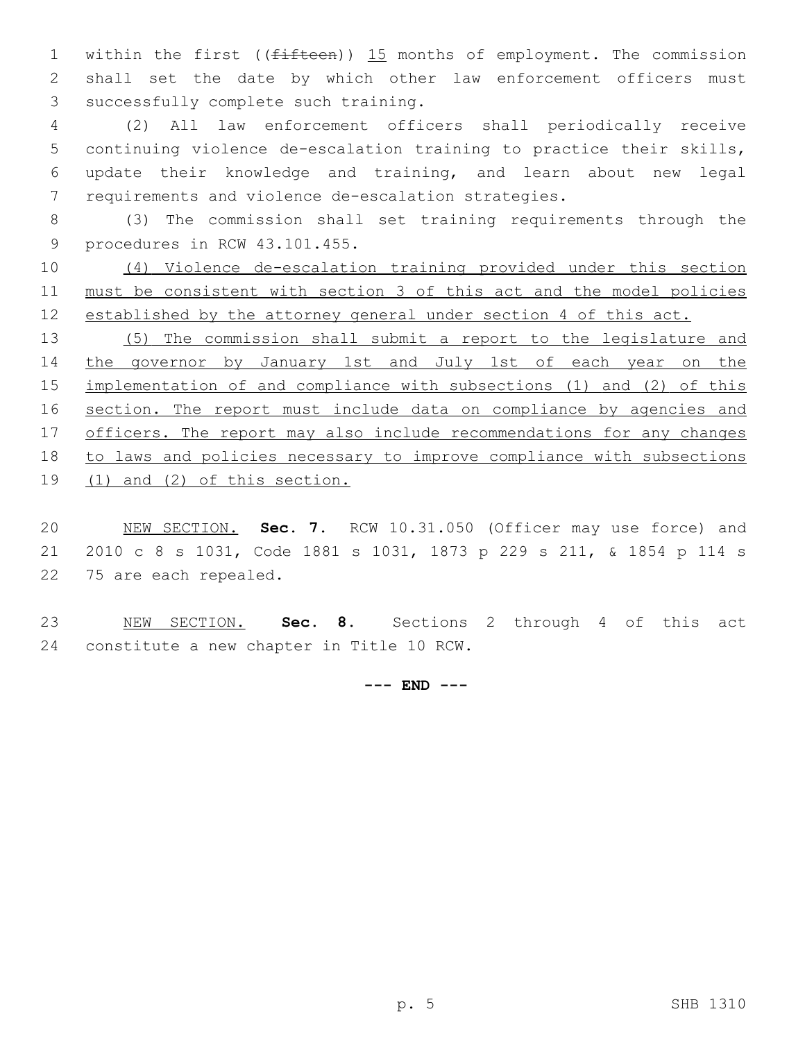within the first ((~~fifteen~~)) <u>15</u> months of employment. The commission shall set the date by which other law enforcement officers must successfully complete such training.

(2) All law enforcement officers shall periodically receive continuing violence de-escalation training to practice their skills, update their knowledge and training, and learn about new legal requirements and violence de-escalation strategies.

(3) The commission shall set training requirements through the procedures in RCW 43.101.455.

<u>(4) Violence de-escalation training provided under this section must be consistent with section 3 of this act and the model policies established by the attorney general under section 4 of this act.</u>

<u>(5) The commission shall submit a report to the legislature and the governor by January 1st and July 1st of each year on the implementation of and compliance with subsections (1) and (2) of this section. The report must include data on compliance by agencies and officers. The report may also include recommendations for any changes to laws and policies necessary to improve compliance with subsections (1) and (2) of this section.</u>

<u>NEW SECTION.</u> **Sec. 7.** RCW 10.31.050 (Officer may use force) and 2010 c 8 s 1031, Code 1881 s 1031, 1873 p 229 s 211, & 1854 p 114 s 75 are each repealed.

<u>NEW SECTION.</u> **Sec. 8.** Sections 2 through 4 of this act constitute a new chapter in Title 10 RCW.

**--- END ---**